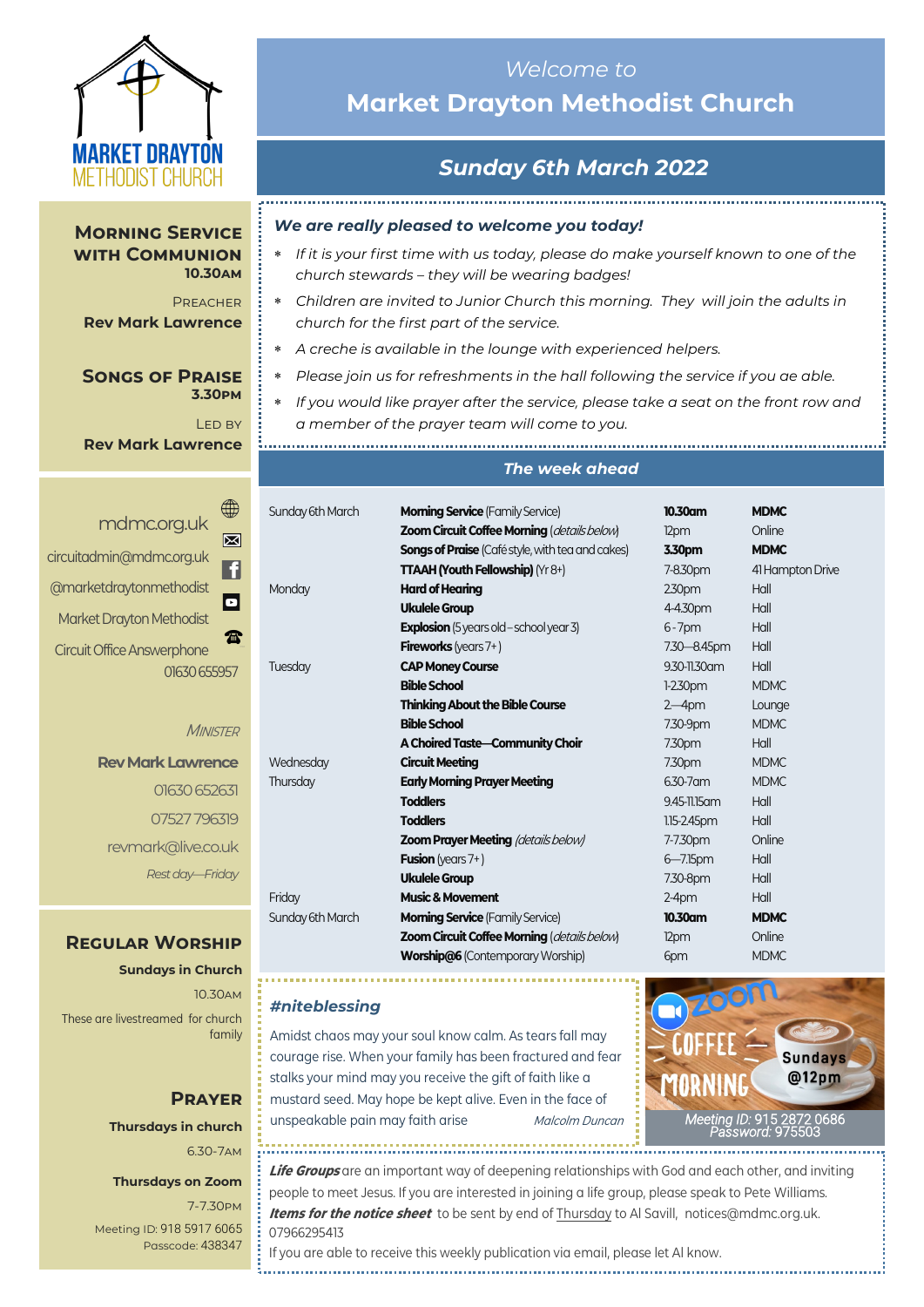MARKET DRAYTON METHODIST CHURCH

*Welcome to*

# Market Drayton Methodist Church

## *Sunday 6th March 2022*

### Morning Service with Communion
**10.30am**

Preacher
**Rev Mark Lawrence**

### Songs of Praise
**3.30pm**

Led by
**Rev Mark Lawrence**

mdmc.org.uk
circuitadmin@mdmc.org.uk
@marketdraytonmethodist
Market Drayton Methodist
Circuit Office Answerphone
01630 655957

*Minister*

**Rev Mark Lawrence**
01630 652631
07527 796319
revmark@live.co.uk
*Rest day—Friday*

### Regular Worship

**Sundays in Church**
10.30am
These are livestreamed for church family

### Prayer

**Thursdays in church**
6.30-7am

**Thursdays on Zoom**
7-7.30pm
Meeting ID: 918 5917 6065
Passcode: 438347

***We are really pleased to welcome you today!***

- *If it is your first time with us today, please do make yourself known to one of the church stewards – they will be wearing badges!*
- *Children are invited to Junior Church this morning. They will join the adults in church for the first part of the service.*
- *A creche is available in the lounge with experienced helpers.*
- *Please join us for refreshments in the hall following the service if you ae able.*
- *If you would like prayer after the service, please take a seat on the front row and a member of the prayer team will come to you.*

### *The week ahead*

| | | | |
|---|---|---|---|
| Sunday 6th March | **Morning Service** (Family Service) | **10.30am** | **MDMC** |
| | **Zoom Circuit Coffee Morning** (*details below*) | 12pm | Online |
| | **Songs of Praise** (Café style, with tea and cakes) | **3.30pm** | **MDMC** |
| | **TTAAH (Youth Fellowship)** (Yr 8+) | 7-8.30pm | 41 Hampton Drive |
| Monday | **Hard of Hearing** | 2.30pm | Hall |
| | **Ukulele Group** | 4-4.30pm | Hall |
| | **Explosion** (5 years old – school year 3) | 6 - 7pm | Hall |
| | **Fireworks** (years 7+ ) | 7.30—8.45pm | Hall |
| Tuesday | **CAP Money Course** | 9.30-11.30am | Hall |
| | **Bible School** | 1-2.30pm | MDMC |
| | **Thinking About the Bible Course** | 2—4pm | Lounge |
| | **Bible School** | 7.30-9pm | MDMC |
| | **A Choired Taste—Community Choir** | 7.30pm | Hall |
| Wednesday | **Circuit Meeting** | 7.30pm | MDMC |
| Thursday | **Early Morning Prayer Meeting** | 6.30-7am | MDMC |
| | **Toddlers** | 9.45-11.15am | Hall |
| | **Toddlers** | 1.15-2.45pm | Hall |
| | **Zoom Prayer Meeting** (*details below*) | 7-7.30pm | Online |
| | **Fusion** (years 7+ ) | 6—7.15pm | Hall |
| | **Ukulele Group** | 7.30-8pm | Hall |
| Friday | **Music & Movement** | 2-4pm | Hall |
| Sunday 6th March | **Morning Service** (Family Service) | **10.30am** | **MDMC** |
| | **Zoom Circuit Coffee Morning** (*details below*) | 12pm | Online |
| | **Worship@6** (Contemporary Worship) | 6pm | MDMC |

### *#niteblessing*

Amidst chaos may your soul know calm. As tears fall may courage rise. When your family has been fractured and fear stalks your mind may you receive the gift of faith like a mustard seed. May hope be kept alive. Even in the face of unspeakable pain may faith arise *Malcolm Duncan*

Zoom COFFEE MORNING Sundays @12pm
*Meeting ID:* 915 2872 0686
*Password:* 975503

***Life Groups*** are an important way of deepening relationships with God and each other, and inviting people to meet Jesus. If you are interested in joining a life group, please speak to Pete Williams.
***Items for the notice sheet*** to be sent by end of Thursday to Al Savill, notices@mdmc.org.uk. 07966295413
If you are able to receive this weekly publication via email, please let Al know.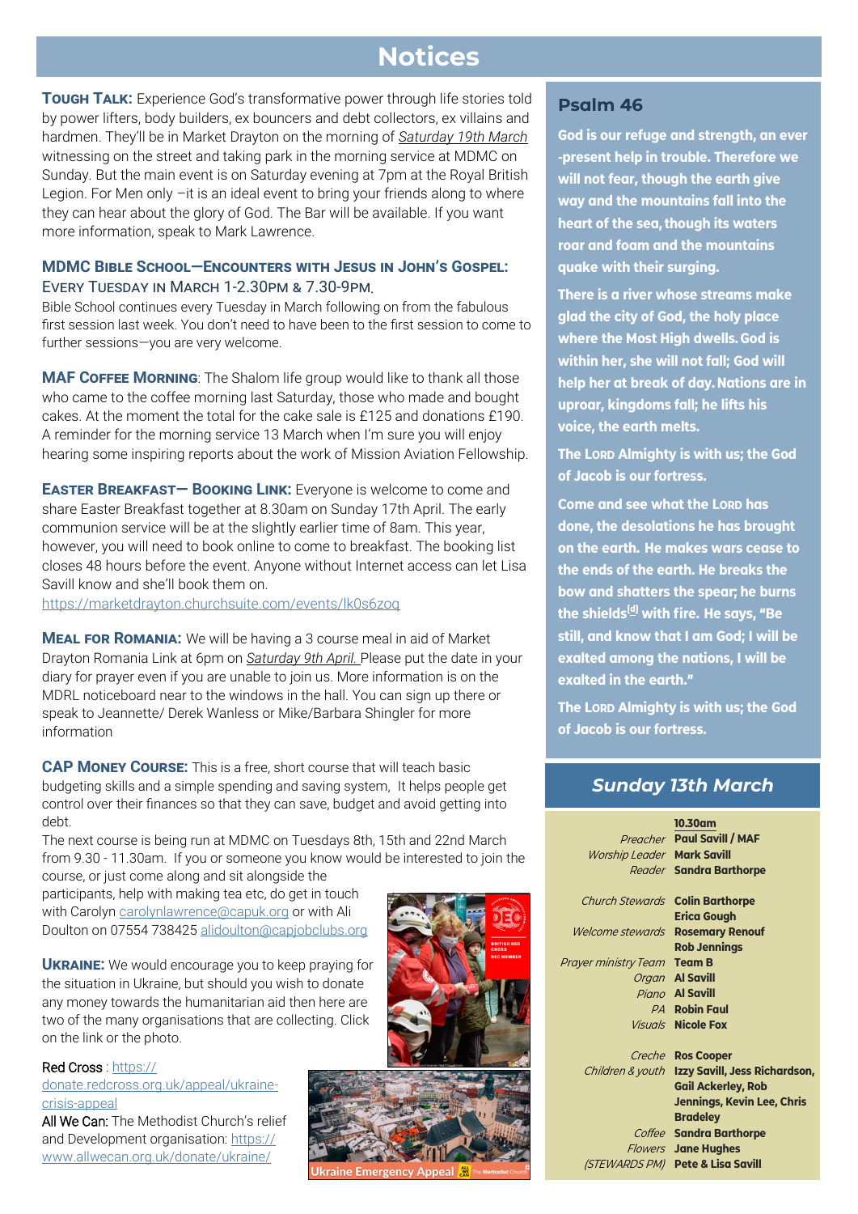# Notices

**TOUGH TALK:** Experience God's transformative power through life stories told by power lifters, body builders, ex bouncers and debt collectors, ex villains and hardmen. They'll be in Market Drayton on the morning of *Saturday 19th March* witnessing on the street and taking park in the morning service at MDMC on Sunday. But the main event is on Saturday evening at 7pm at the Royal British Legion. For Men only –it is an ideal event to bring your friends along to where they can hear about the glory of God. The Bar will be available. If you want more information, speak to Mark Lawrence.

### MDMC BIBLE SCHOOL—ENCOUNTERS WITH JESUS IN JOHN'S GOSPEL: EVERY TUESDAY IN MARCH 1-2.30PM & 7.30-9PM.

Bible School continues every Tuesday in March following on from the fabulous first session last week. You don't need to have been to the first session to come to further sessions—you are very welcome.

**MAF COFFEE MORNING**: The Shalom life group would like to thank all those who came to the coffee morning last Saturday, those who made and bought cakes. At the moment the total for the cake sale is £125 and donations £190. A reminder for the morning service 13 March when I'm sure you will enjoy hearing some inspiring reports about the work of Mission Aviation Fellowship.

**EASTER BREAKFAST— BOOKING LINK:** Everyone is welcome to come and share Easter Breakfast together at 8.30am on Sunday 17th April. The early communion service will be at the slightly earlier time of 8am. This year, however, you will need to book online to come to breakfast. The booking list closes 48 hours before the event. Anyone without Internet access can let Lisa Savill know and she'll book them on.
https://marketdrayton.churchsuite.com/events/lk0s6zoq

**MEAL FOR ROMANIA:** We will be having a 3 course meal in aid of Market Drayton Romania Link at 6pm on *Saturday 9th April.* Please put the date in your diary for prayer even if you are unable to join us. More information is on the MDRL noticeboard near to the windows in the hall. You can sign up there or speak to Jeannette/ Derek Wanless or Mike/Barbara Shingler for more information

**CAP MONEY COURSE:** This is a free, short course that will teach basic budgeting skills and a simple spending and saving system, It helps people get control over their finances so that they can save, budget and avoid getting into debt.
The next course is being run at MDMC on Tuesdays 8th, 15th and 22nd March from 9.30 - 11.30am. If you or someone you know would be interested to join the course, or just come along and sit alongside the participants, help with making tea etc, do get in touch with Carolyn carolynlawrence@capuk.org or with Ali Doulton on 07554 738425 alidoulton@capjobclubs.org

**UKRAINE:** We would encourage you to keep praying for the situation in Ukraine, but should you wish to donate any money towards the humanitarian aid then here are two of the many organisations that are collecting. Click on the link or the photo.

Red Cross : https://donate.redcross.org.uk/appeal/ukraine-crisis-appeal
All We Can: The Methodist Church's relief and Development organisation: https://www.allwecan.org.uk/donate/ukraine/

Ukraine Emergency Appeal

## Psalm 46

**God is our refuge and strength, an ever-present help in trouble. Therefore we will not fear, though the earth give way and the mountains fall into the heart of the sea, though its waters roar and foam and the mountains quake with their surging.**

**There is a river whose streams make glad the city of God, the holy place where the Most High dwells. God is within her, she will not fall; God will help her at break of day. Nations are in uproar, kingdoms fall; he lifts his voice, the earth melts.**

**The LORD Almighty is with us; the God of Jacob is our fortress.**

**Come and see what the LORD has done, the desolations he has brought on the earth. He makes wars cease to the ends of the earth. He breaks the bow and shatters the spear; he burns the shields[d] with fire. He says, "Be still, and know that I am God; I will be exalted among the nations, I will be exalted in the earth."**

**The LORD Almighty is with us; the God of Jacob is our fortress.**

## *Sunday 13th March*

| | **10.30am** |
|---|---|
| *Preacher* | **Paul Savill / MAF** |
| *Worship Leader* | **Mark Savill** |
| *Reader* | **Sandra Barthorpe** |
| *Church Stewards* | **Colin Barthorpe, Erica Gough** |
| *Welcome stewards* | **Rosemary Renouf, Rob Jennings** |
| *Prayer ministry Team* | **Team B** |
| *Organ* | **Al Savill** |
| *Piano* | **Al Savill** |
| *PA* | **Robin Faul** |
| *Visuals* | **Nicole Fox** |
| *Creche* | **Ros Cooper** |
| *Children & youth* | **Izzy Savill, Jess Richardson, Gail Ackerley, Rob Jennings, Kevin Lee, Chris Bradeley** |
| *Coffee* | **Sandra Barthorpe** |
| *Flowers* | **Jane Hughes** |
| *(STEWARDS PM)* | **Pete & Lisa Savill** |